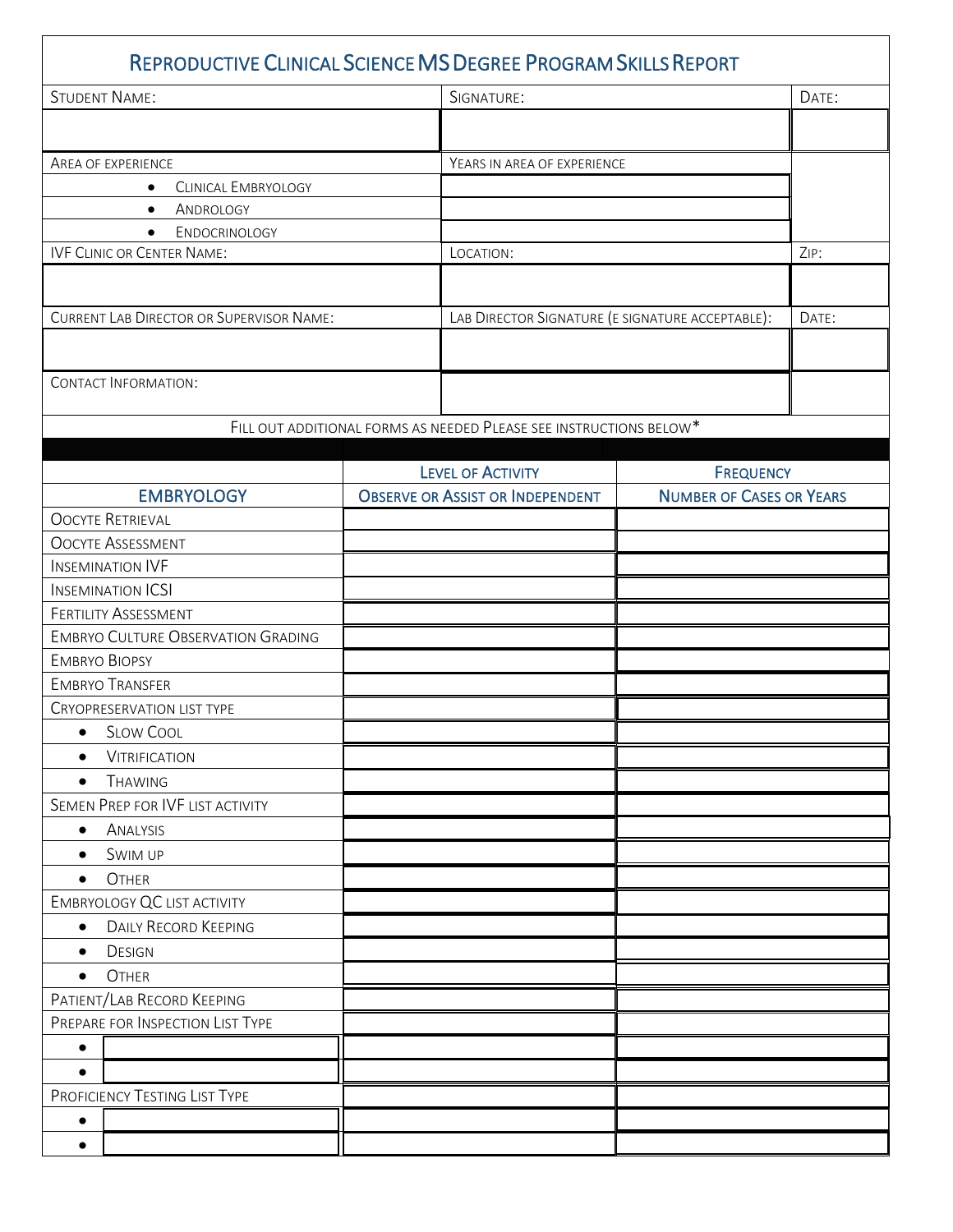# Reproductive Clinical Science MS Degree Program Skills Report

| Student Name: | Signature: | Date: |
|---|---|---|
| | | |
| Area of experience | Years in area of experience | |
| • Clinical Embryology | | |
| • Andrology | | |
| • Endocrinology | | |
| IVF Clinic or Center Name: | Location: | Zip: |
| | | |
| Current Lab Director or Supervisor Name: | Lab Director Signature (E signature acceptable): | Date: |
| | | |
| Contact Information: | | |

Fill out additional forms as needed Please see instructions below*

| | Level of Activity | Frequency |
|---|---|---|
| **Embryology** | **Observe or Assist or Independent** | **Number of Cases or Years** |
| Oocyte Retrieval | | |
| Oocyte Assessment | | |
| Insemination IVF | | |
| Insemination ICSI | | |
| Fertility Assessment | | |
| Embryo Culture Observation Grading | | |
| Embryo Biopsy | | |
| Embryo Transfer | | |
| Cryopreservation list type | | |
| • Slow Cool | | |
| • Vitrification | | |
| • Thawing | | |
| Semen Prep for IVF list activity | | |
| • Analysis | | |
| • Swim up | | |
| • Other | | |
| Embryology QC list activity | | |
| • Daily Record Keeping | | |
| • Design | | |
| • Other | | |
| Patient/Lab Record Keeping | | |
| Prepare for Inspection List Type | | |
| • | | |
| • | | |
| Proficiency Testing List Type | | |
| • | | |
| • | | |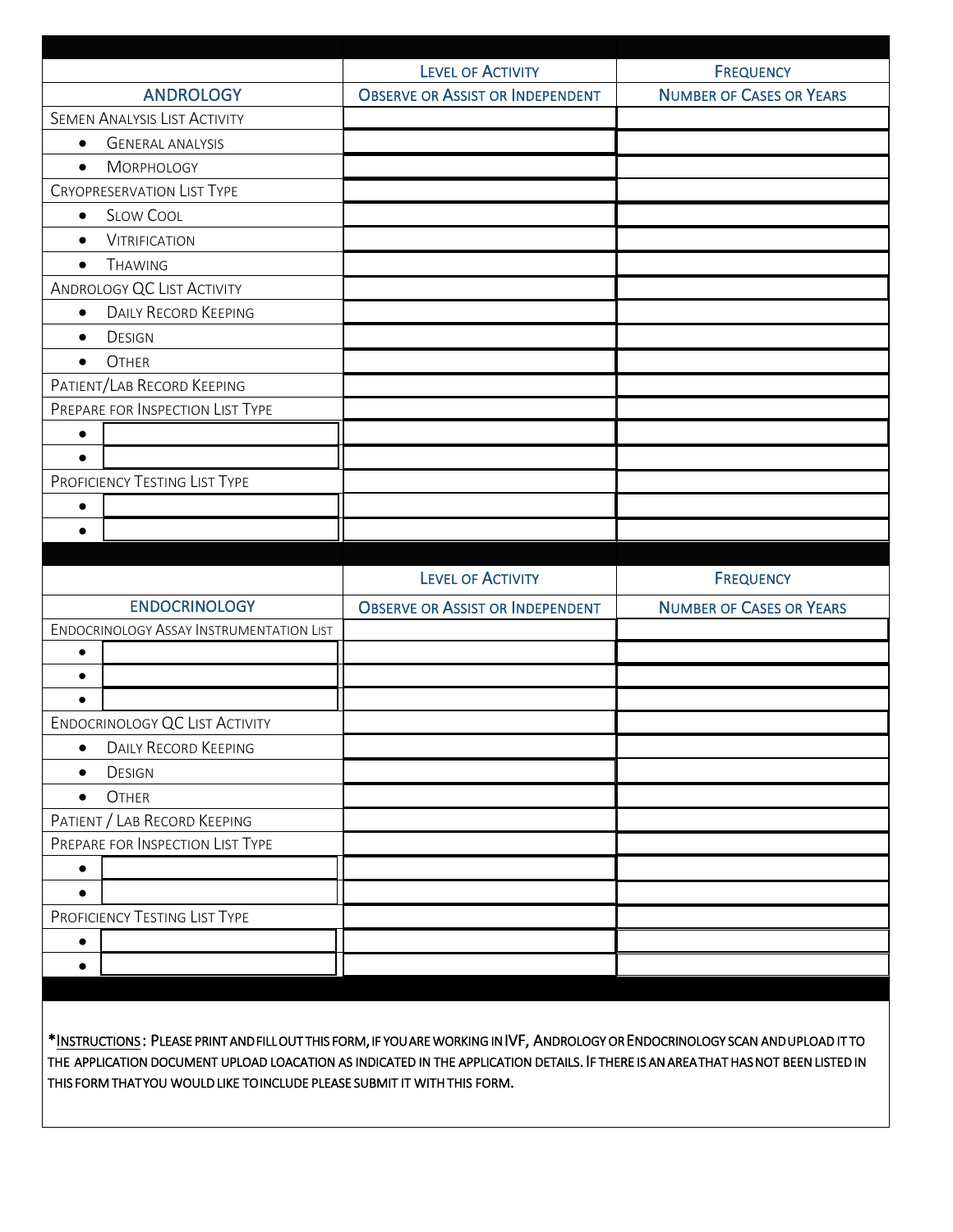| | Level of Activity | Frequency |
|---|---|---|
| **ANDROLOGY** | Observe or Assist or Independent | Number of Cases or Years |
| Semen Analysis List Activity | | |
| • General analysis | | |
| • Morphology | | |
| Cryopreservation List Type | | |
| • Slow Cool | | |
| • Vitrification | | |
| • Thawing | | |
| Andrology QC List Activity | | |
| • Daily Record Keeping | | |
| • Design | | |
| • Other | | |
| Patient/Lab Record Keeping | | |
| Prepare for Inspection List Type | | |
| • | | |
| • | | |
| Proficiency Testing List Type | | |
| • | | |
| • | | |

| | Level of Activity | Frequency |
|---|---|---|
| **ENDOCRINOLOGY** | Observe or Assist or Independent | Number of Cases or Years |
| Endocrinology Assay Instrumentation List | | |
| • | | |
| • | | |
| • | | |
| Endocrinology QC List Activity | | |
| • Daily Record Keeping | | |
| • Design | | |
| • Other | | |
| Patient / Lab Record Keeping | | |
| Prepare for Inspection List Type | | |
| • | | |
| • | | |
| Proficiency Testing List Type | | |
| • | | |
| • | | |

***Instructions**: Please print and fill out this form, if you are working in IVF, Andrology or Endocrinology scan and upload it to the application document upload loacation as indicated in the application details. If there is an area that has not been listed in this form that you would like to include please submit it with this form.